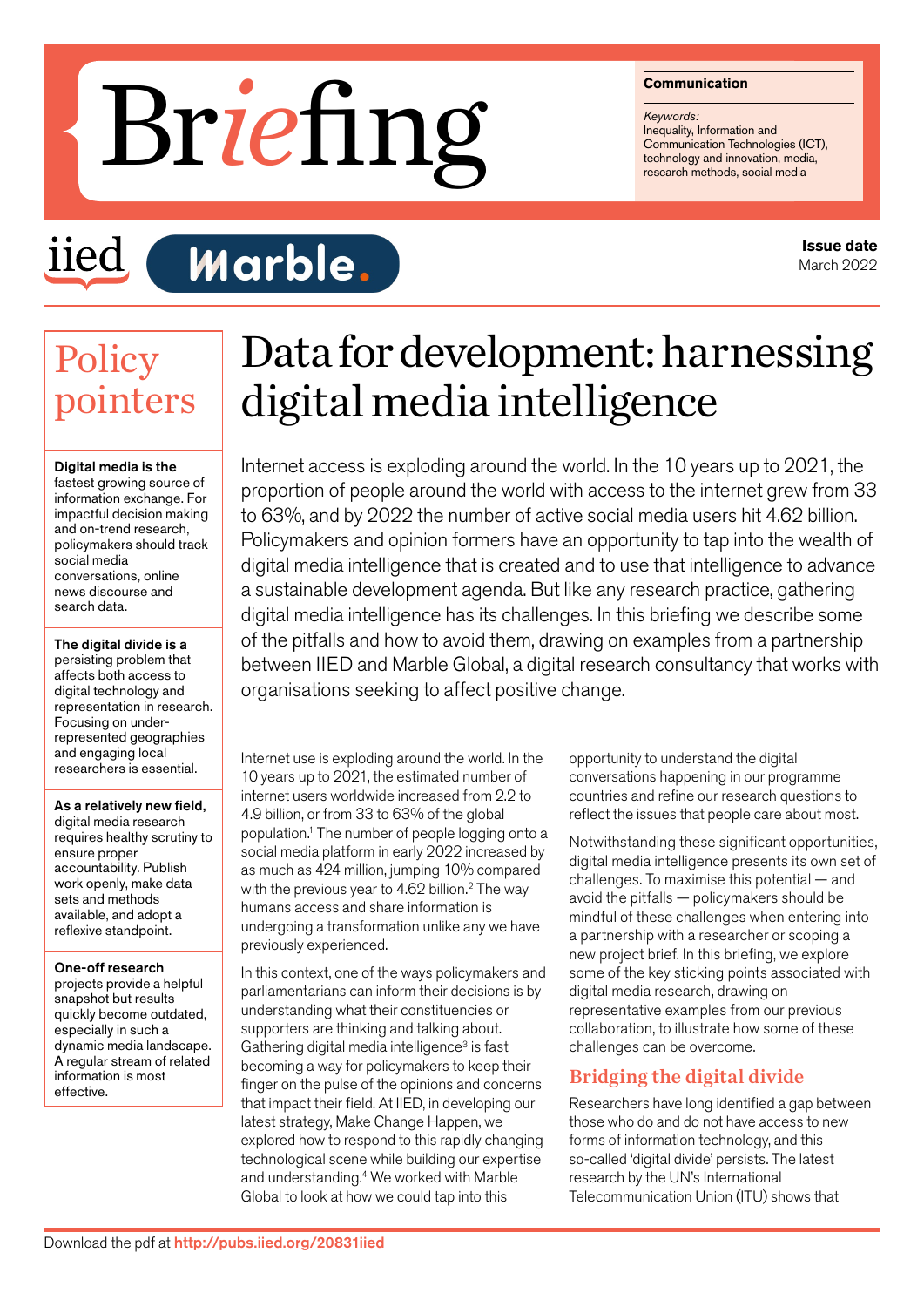# Briefing

**Communication**

*Keywords:*
Inequality, Information and Communication Technologies (ICT), technology and innovation, media, research methods, social media

iied Marble.

**Issue date**
March 2022

## Policy pointers

**Digital media is the** fastest growing source of information exchange. For impactful decision making and on-trend research, policymakers should track social media conversations, online news discourse and search data.

**The digital divide is a** persisting problem that affects both access to digital technology and representation in research. Focusing on under-represented geographies and engaging local researchers is essential.

**As a relatively new field,** digital media research requires healthy scrutiny to ensure proper accountability. Publish work openly, make data sets and methods available, and adopt a reflexive standpoint.

**One-off research** projects provide a helpful snapshot but results quickly become outdated, especially in such a dynamic media landscape. A regular stream of related information is most effective.

# Data for development: harnessing digital media intelligence

Internet access is exploding around the world. In the 10 years up to 2021, the proportion of people around the world with access to the internet grew from 33 to 63%, and by 2022 the number of active social media users hit 4.62 billion. Policymakers and opinion formers have an opportunity to tap into the wealth of digital media intelligence that is created and to use that intelligence to advance a sustainable development agenda. But like any research practice, gathering digital media intelligence has its challenges. In this briefing we describe some of the pitfalls and how to avoid them, drawing on examples from a partnership between IIED and Marble Global, a digital research consultancy that works with organisations seeking to affect positive change.

Internet use is exploding around the world. In the 10 years up to 2021, the estimated number of internet users worldwide increased from 2.2 to 4.9 billion, or from 33 to 63% of the global population.[1] The number of people logging onto a social media platform in early 2022 increased by as much as 424 million, jumping 10% compared with the previous year to 4.62 billion.[2] The way humans access and share information is undergoing a transformation unlike any we have previously experienced.

In this context, one of the ways policymakers and parliamentarians can inform their decisions is by understanding what their constituencies or supporters are thinking and talking about. Gathering digital media intelligence[3] is fast becoming a way for policymakers to keep their finger on the pulse of the opinions and concerns that impact their field. At IIED, in developing our latest strategy, Make Change Happen, we explored how to respond to this rapidly changing technological scene while building our expertise and understanding.[4] We worked with Marble Global to look at how we could tap into this opportunity to understand the digital conversations happening in our programme countries and refine our research questions to reflect the issues that people care about most.

Notwithstanding these significant opportunities, digital media intelligence presents its own set of challenges. To maximise this potential — and avoid the pitfalls — policymakers should be mindful of these challenges when entering into a partnership with a researcher or scoping a new project brief. In this briefing, we explore some of the key sticking points associated with digital media research, drawing on representative examples from our previous collaboration, to illustrate how some of these challenges can be overcome.

### Bridging the digital divide

Researchers have long identified a gap between those who do and do not have access to new forms of information technology, and this so-called 'digital divide' persists. The latest research by the UN's International Telecommunication Union (ITU) shows that

Download the pdf at http://pubs.iied.org/20831iied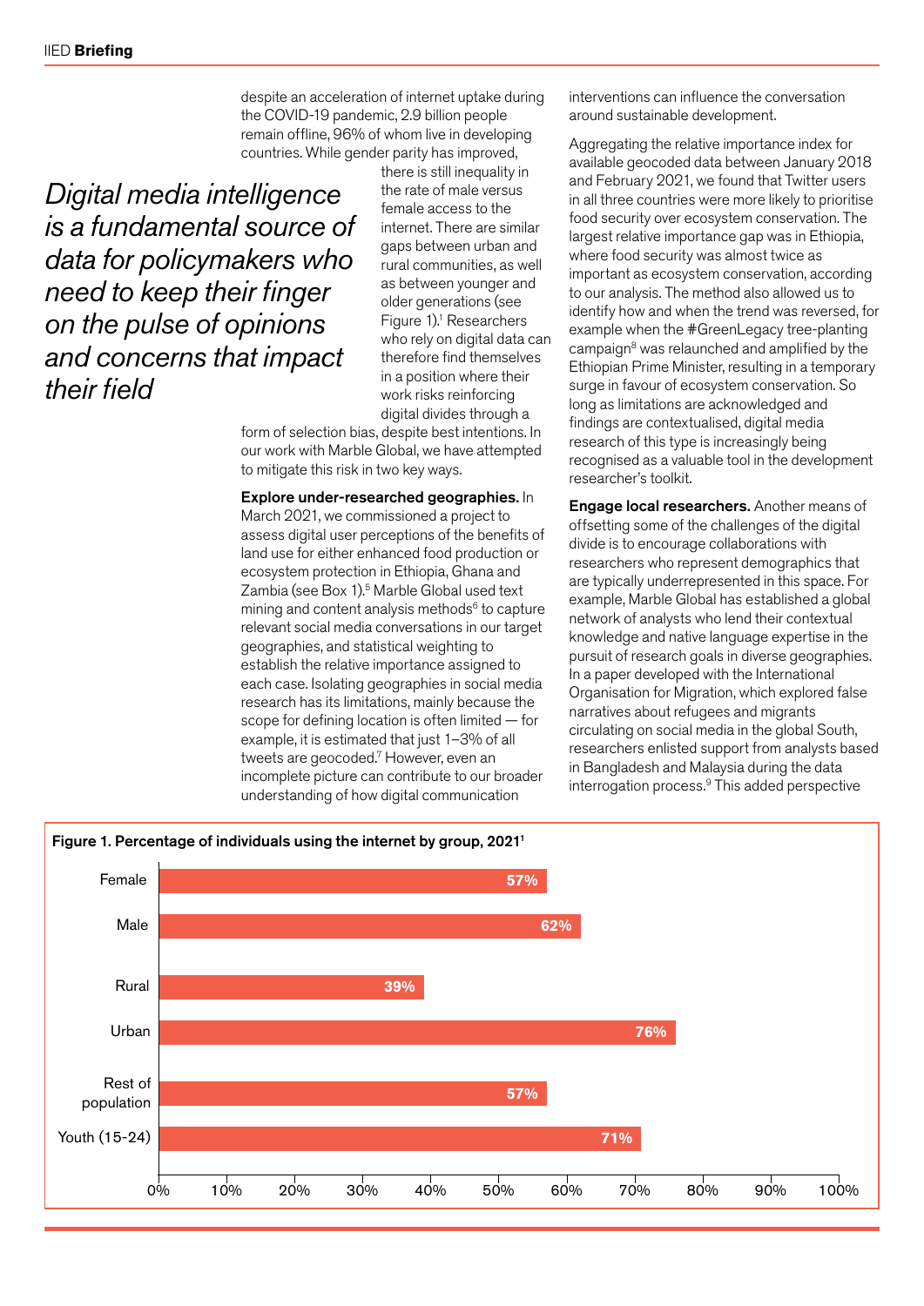despite an acceleration of internet uptake during the COVID-19 pandemic, 2.9 billion people remain offline, 96% of whom live in developing countries. While gender parity has improved, there is still inequality in the rate of male versus female access to the internet. There are similar gaps between urban and rural communities, as well as between younger and older generations (see Figure 1).[1] Researchers who rely on digital data can therefore find themselves in a position where their work risks reinforcing digital divides through a form of selection bias, despite best intentions. In our work with Marble Global, we have attempted to mitigate this risk in two key ways.

> *Digital media intelligence is a fundamental source of data for policymakers who need to keep their finger on the pulse of opinions and concerns that impact their field*

**Explore under-researched geographies.** In March 2021, we commissioned a project to assess digital user perceptions of the benefits of land use for either enhanced food production or ecosystem protection in Ethiopia, Ghana and Zambia (see Box 1).[5] Marble Global used text mining and content analysis methods[6] to capture relevant social media conversations in our target geographies, and statistical weighting to establish the relative importance assigned to each case. Isolating geographies in social media research has its limitations, mainly because the scope for defining location is often limited — for example, it is estimated that just 1–3% of all tweets are geocoded.[7] However, even an incomplete picture can contribute to our broader understanding of how digital communication interventions can influence the conversation around sustainable development.

Aggregating the relative importance index for available geocoded data between January 2018 and February 2021, we found that Twitter users in all three countries were more likely to prioritise food security over ecosystem conservation. The largest relative importance gap was in Ethiopia, where food security was almost twice as important as ecosystem conservation, according to our analysis. The method also allowed us to identify how and when the trend was reversed, for example when the #GreenLegacy tree-planting campaign[8] was relaunched and amplified by the Ethiopian Prime Minister, resulting in a temporary surge in favour of ecosystem conservation. So long as limitations are acknowledged and findings are contextualised, digital media research of this type is increasingly being recognised as a valuable tool in the development researcher's toolkit.

**Engage local researchers.** Another means of offsetting some of the challenges of the digital divide is to encourage collaborations with researchers who represent demographics that are typically underrepresented in this space. For example, Marble Global has established a global network of analysts who lend their contextual knowledge and native language expertise in the pursuit of research goals in diverse geographies. In a paper developed with the International Organisation for Migration, which explored false narratives about refugees and migrants circulating on social media in the global South, researchers enlisted support from analysts based in Bangladesh and Malaysia during the data interrogation process.[9] This added perspective

**Figure 1. Percentage of individuals using the internet by group, 2021[1]**

| Group | Percentage |
|---|---|
| Female | 57% |
| Male | 62% |
| Rural | 39% |
| Urban | 76% |
| Rest of population | 57% |
| Youth (15-24) | 71% |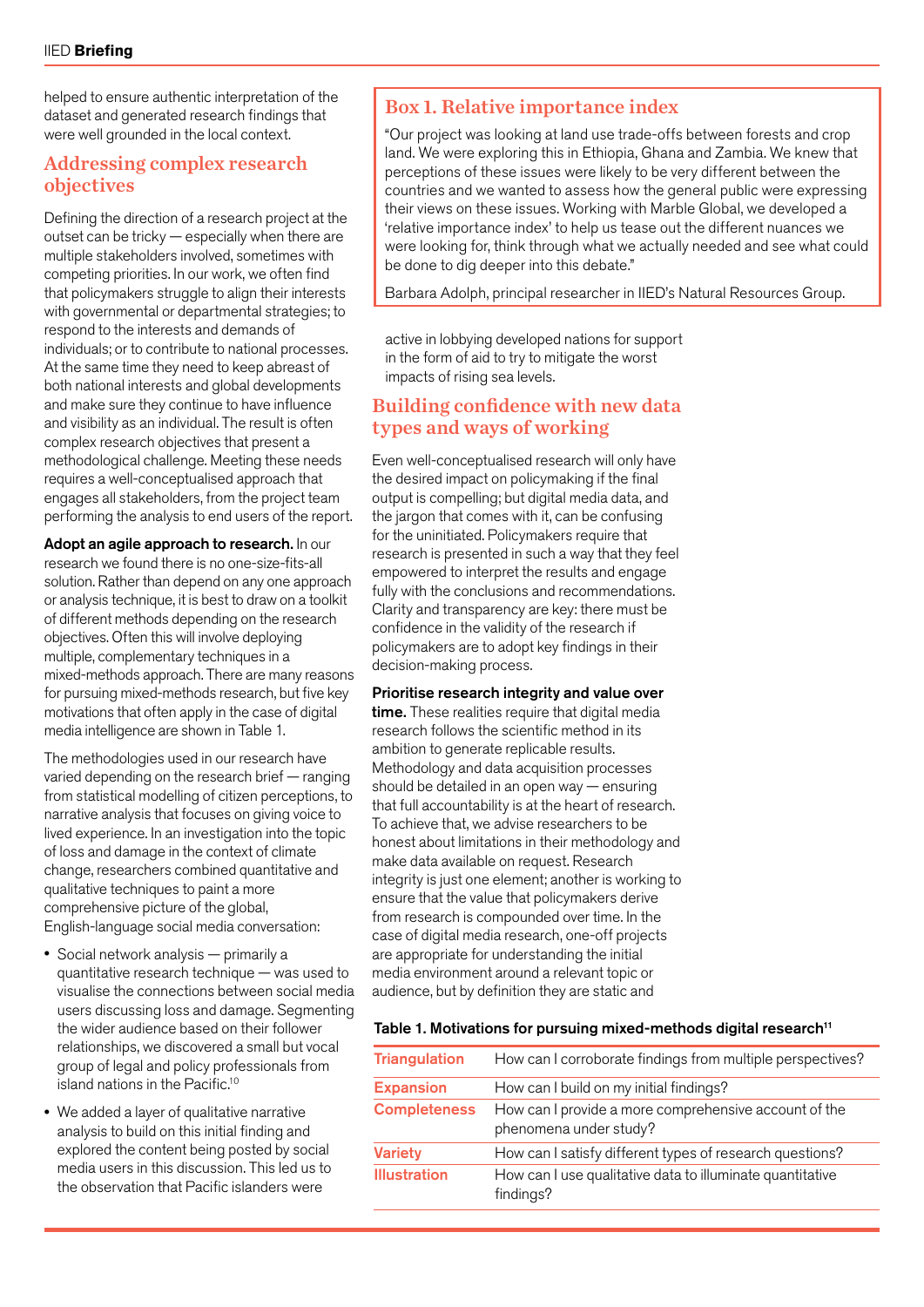helped to ensure authentic interpretation of the dataset and generated research findings that were well grounded in the local context.

## Addressing complex research objectives

Defining the direction of a research project at the outset can be tricky — especially when there are multiple stakeholders involved, sometimes with competing priorities. In our work, we often find that policymakers struggle to align their interests with governmental or departmental strategies; to respond to the interests and demands of individuals; or to contribute to national processes. At the same time they need to keep abreast of both national interests and global developments and make sure they continue to have influence and visibility as an individual. The result is often complex research objectives that present a methodological challenge. Meeting these needs requires a well-conceptualised approach that engages all stakeholders, from the project team performing the analysis to end users of the report.

**Adopt an agile approach to research.** In our research we found there is no one-size-fits-all solution. Rather than depend on any one approach or analysis technique, it is best to draw on a toolkit of different methods depending on the research objectives. Often this will involve deploying multiple, complementary techniques in a mixed-methods approach. There are many reasons for pursuing mixed-methods research, but five key motivations that often apply in the case of digital media intelligence are shown in Table 1.

The methodologies used in our research have varied depending on the research brief — ranging from statistical modelling of citizen perceptions, to narrative analysis that focuses on giving voice to lived experience. In an investigation into the topic of loss and damage in the context of climate change, researchers combined quantitative and qualitative techniques to paint a more comprehensive picture of the global, English-language social media conversation:

- Social network analysis — primarily a quantitative research technique — was used to visualise the connections between social media users discussing loss and damage. Segmenting the wider audience based on their follower relationships, we discovered a small but vocal group of legal and policy professionals from island nations in the Pacific.[10]
- We added a layer of qualitative narrative analysis to build on this initial finding and explored the content being posted by social media users in this discussion. This led us to the observation that Pacific islanders were active in lobbying developed nations for support in the form of aid to try to mitigate the worst impacts of rising sea levels.

### Box 1. Relative importance index

"Our project was looking at land use trade-offs between forests and crop land. We were exploring this in Ethiopia, Ghana and Zambia. We knew that perceptions of these issues were likely to be very different between the countries and we wanted to assess how the general public were expressing their views on these issues. Working with Marble Global, we developed a 'relative importance index' to help us tease out the different nuances we were looking for, think through what we actually needed and see what could be done to dig deeper into this debate."

Barbara Adolph, principal researcher in IIED's Natural Resources Group.

## Building confidence with new data types and ways of working

Even well-conceptualised research will only have the desired impact on policymaking if the final output is compelling; but digital media data, and the jargon that comes with it, can be confusing for the uninitiated. Policymakers require that research is presented in such a way that they feel empowered to interpret the results and engage fully with the conclusions and recommendations. Clarity and transparency are key: there must be confidence in the validity of the research if policymakers are to adopt key findings in their decision-making process.

**Prioritise research integrity and value over time.** These realities require that digital media research follows the scientific method in its ambition to generate replicable results. Methodology and data acquisition processes should be detailed in an open way — ensuring that full accountability is at the heart of research. To achieve that, we advise researchers to be honest about limitations in their methodology and make data available on request. Research integrity is just one element; another is working to ensure that the value that policymakers derive from research is compounded over time. In the case of digital media research, one-off projects are appropriate for understanding the initial media environment around a relevant topic or audience, but by definition they are static and

**Table 1. Motivations for pursuing mixed-methods digital research**[11]

| | |
|---|---|
| Triangulation | How can I corroborate findings from multiple perspectives? |
| Expansion | How can I build on my initial findings? |
| Completeness | How can I provide a more comprehensive account of the phenomena under study? |
| Variety | How can I satisfy different types of research questions? |
| Illustration | How can I use qualitative data to illuminate quantitative findings? |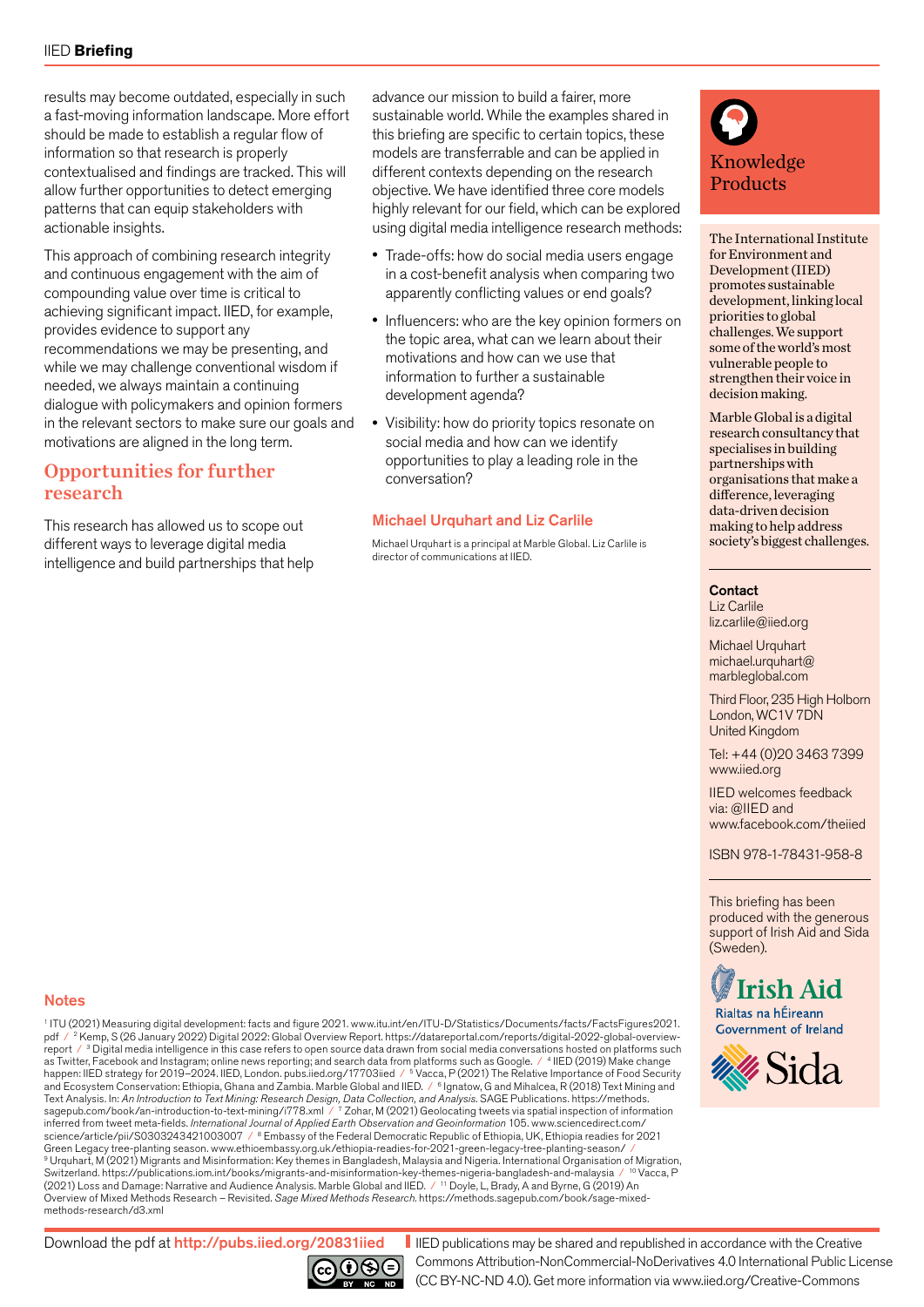results may become outdated, especially in such a fast-moving information landscape. More effort should be made to establish a regular flow of information so that research is properly contextualised and findings are tracked. This will allow further opportunities to detect emerging patterns that can equip stakeholders with actionable insights.

This approach of combining research integrity and continuous engagement with the aim of compounding value over time is critical to achieving significant impact. IIED, for example, provides evidence to support any recommendations we may be presenting, and while we may challenge conventional wisdom if needed, we always maintain a continuing dialogue with policymakers and opinion formers in the relevant sectors to make sure our goals and motivations are aligned in the long term.

## Opportunities for further research

This research has allowed us to scope out different ways to leverage digital media intelligence and build partnerships that help advance our mission to build a fairer, more sustainable world. While the examples shared in this briefing are specific to certain topics, these models are transferrable and can be applied in different contexts depending on the research objective. We have identified three core models highly relevant for our field, which can be explored using digital media intelligence research methods:

- Trade-offs: how do social media users engage in a cost-benefit analysis when comparing two apparently conflicting values or end goals?
- Influencers: who are the key opinion formers on the topic area, what can we learn about their motivations and how can we use that information to further a sustainable development agenda?
- Visibility: how do priority topics resonate on social media and how can we identify opportunities to play a leading role in the conversation?

**Michael Urquhart and Liz Carlile**

Michael Urquhart is a principal at Marble Global. Liz Carlile is director of communications at IIED.

## Knowledge Products

The International Institute for Environment and Development (IIED) promotes sustainable development, linking local priorities to global challenges. We support some of the world's most vulnerable people to strengthen their voice in decision making.

Marble Global is a digital research consultancy that specialises in building partnerships with organisations that make a difference, leveraging data-driven decision making to help address society's biggest challenges.

**Contact**
Liz Carlile
liz.carlile@iied.org

Michael Urquhart
michael.urquhart@marbleglobal.com

Third Floor, 235 High Holborn
London, WC1V 7DN
United Kingdom

Tel: +44 (0)20 3463 7399
www.iied.org

IIED welcomes feedback via: @IIED and www.facebook.com/theiied

ISBN 978-1-78431-958-8

This briefing has been produced with the generous support of Irish Aid and Sida (Sweden).

Irish Aid
Rialtas na hÉireann
Government of Ireland

Sida

## Notes

[1] ITU (2021) Measuring digital development: facts and figure 2021. www.itu.int/en/ITU-D/Statistics/Documents/facts/FactsFigures2021.pdf / [2] Kemp, S (26 January 2022) Digital 2022: Global Overview Report. https://datareportal.com/reports/digital-2022-global-overview-report / [3] Digital media intelligence in this case refers to open source data drawn from social media conversations hosted on platforms such as Twitter, Facebook and Instagram; online news reporting; and search data from platforms such as Google. / [4] IIED (2019) Make change happen: IIED strategy for 2019–2024. IIED, London. pubs.iied.org/17703iied / [5] Vacca, P (2021) The Relative Importance of Food Security and Ecosystem Conservation: Ethiopia, Ghana and Zambia. Marble Global and IIED. / [6] Ignatow, G and Mihalcea, R (2018) Text Mining and Text Analysis. In: *An Introduction to Text Mining: Research Design, Data Collection, and Analysis*. SAGE Publications. https://methods.sagepub.com/book/an-introduction-to-text-mining/i778.xml / [7] Zohar, M (2021) Geolocating tweets via spatial inspection of information inferred from tweet meta-fields. *International Journal of Applied Earth Observation and Geoinformation* 105. www.sciencedirect.com/science/article/pii/S0303243421003007 / [8] Embassy of the Federal Democratic Republic of Ethiopia, UK, Ethiopia readies for 2021 Green Legacy tree-planting season. www.ethioembassy.org.uk/ethiopia-readies-for-2021-green-legacy-tree-planting-season/ / [9] Urquhart, M (2021) Migrants and Misinformation: Key themes in Bangladesh, Malaysia and Nigeria. International Organisation of Migration, Switzerland. https://publications.iom.int/books/migrants-and-misinformation-key-themes-nigeria-bangladesh-and-malaysia / [10] Vacca, P (2021) Loss and Damage: Narrative and Audience Analysis. Marble Global and IIED. / [11] Doyle, L, Brady, A and Byrne, G (2019) An Overview of Mixed Methods Research – Revisited. *Sage Mixed Methods Research*. https://methods.sagepub.com/book/sage-mixed-methods-research/d3.xml

Download the pdf at **http://pubs.iied.org/20831iied**

IIED publications may be shared and republished in accordance with the Creative Commons Attribution-NonCommercial-NoDerivatives 4.0 International Public License (CC BY-NC-ND 4.0). Get more information via www.iied.org/Creative-Commons